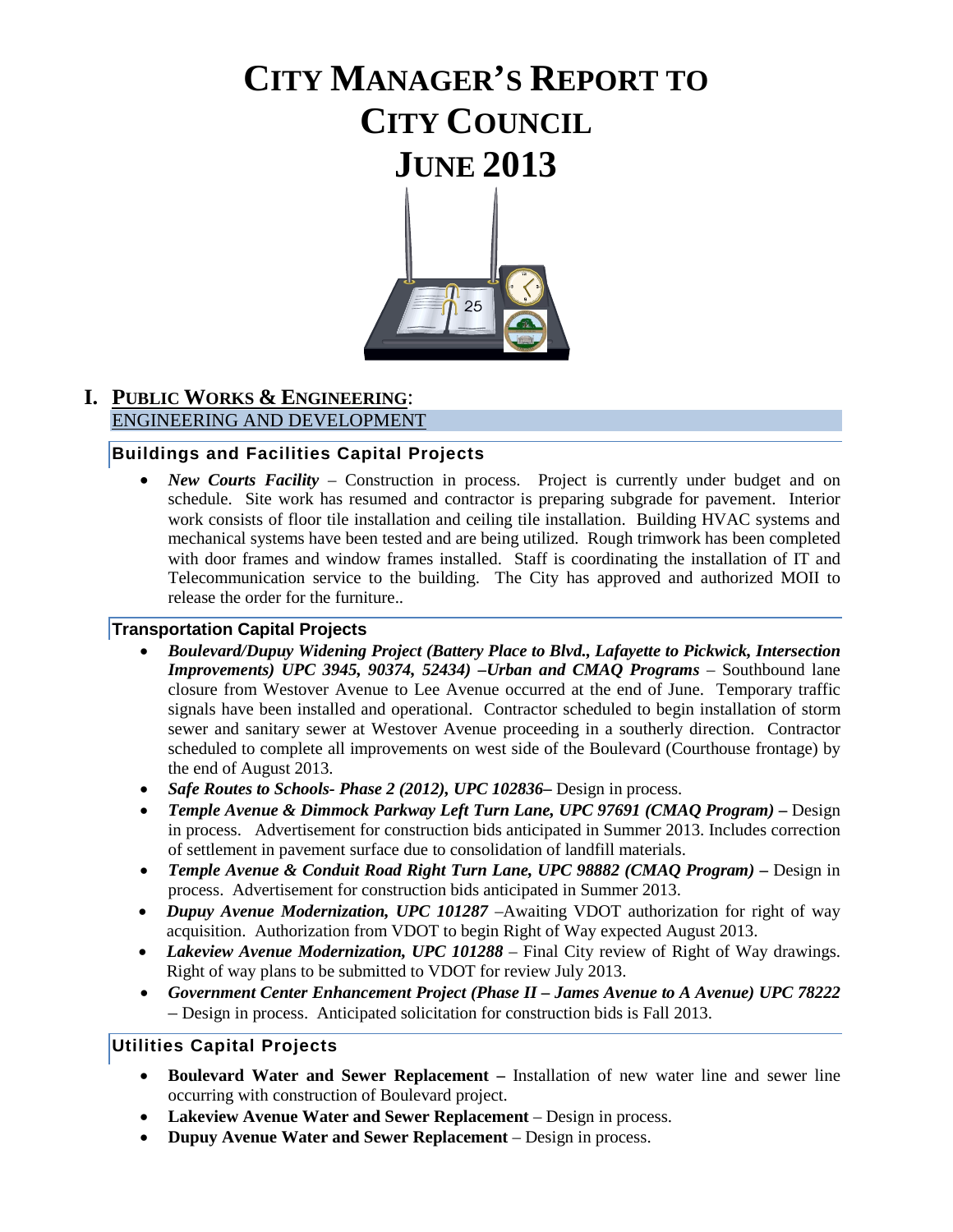# CITY MANAGER'S REPORT TO CITY COUNCIL JUNE 2013

## I. PUBLIC WORKS & ENGINEERING:

ENGINEERING AND DEVELOPMENT

### Buildings and Facilities Capital Projects

- ***New Courts Facility*** – Construction in process. Project is currently under budget and on schedule. Site work has resumed and contractor is preparing subgrade for pavement. Interior work consists of floor tile installation and ceiling tile installation. Building HVAC systems and mechanical systems have been tested and are being utilized. Rough trimwork has been completed with door frames and window frames installed. Staff is coordinating the installation of IT and Telecommunication service to the building. The City has approved and authorized MOII to release the order for the furniture..

### Transportation Capital Projects

- ***Boulevard/Dupuy Widening Project (Battery Place to Blvd., Lafayette to Pickwick, Intersection Improvements) UPC 3945, 90374, 52434) –Urban and CMAQ Programs*** – Southbound lane closure from Westover Avenue to Lee Avenue occurred at the end of June. Temporary traffic signals have been installed and operational. Contractor scheduled to begin installation of storm sewer and sanitary sewer at Westover Avenue proceeding in a southerly direction. Contractor scheduled to complete all improvements on west side of the Boulevard (Courthouse frontage) by the end of August 2013.
- ***Safe Routes to Schools- Phase 2 (2012), UPC 102836–*** Design in process.
- ***Temple Avenue & Dimmock Parkway Left Turn Lane, UPC 97691 (CMAQ Program) –*** Design in process. Advertisement for construction bids anticipated in Summer 2013. Includes correction of settlement in pavement surface due to consolidation of landfill materials.
- ***Temple Avenue & Conduit Road Right Turn Lane, UPC 98882 (CMAQ Program) –*** Design in process. Advertisement for construction bids anticipated in Summer 2013.
- ***Dupuy Avenue Modernization, UPC 101287*** –Awaiting VDOT authorization for right of way acquisition. Authorization from VDOT to begin Right of Way expected August 2013.
- ***Lakeview Avenue Modernization, UPC 101288*** – Final City review of Right of Way drawings. Right of way plans to be submitted to VDOT for review July 2013.
- ***Government Center Enhancement Project (Phase II – James Avenue to A Avenue) UPC 78222*** – Design in process. Anticipated solicitation for construction bids is Fall 2013.

### Utilities Capital Projects

- **Boulevard Water and Sewer Replacement –** Installation of new water line and sewer line occurring with construction of Boulevard project.
- **Lakeview Avenue Water and Sewer Replacement** – Design in process.
- **Dupuy Avenue Water and Sewer Replacement** – Design in process.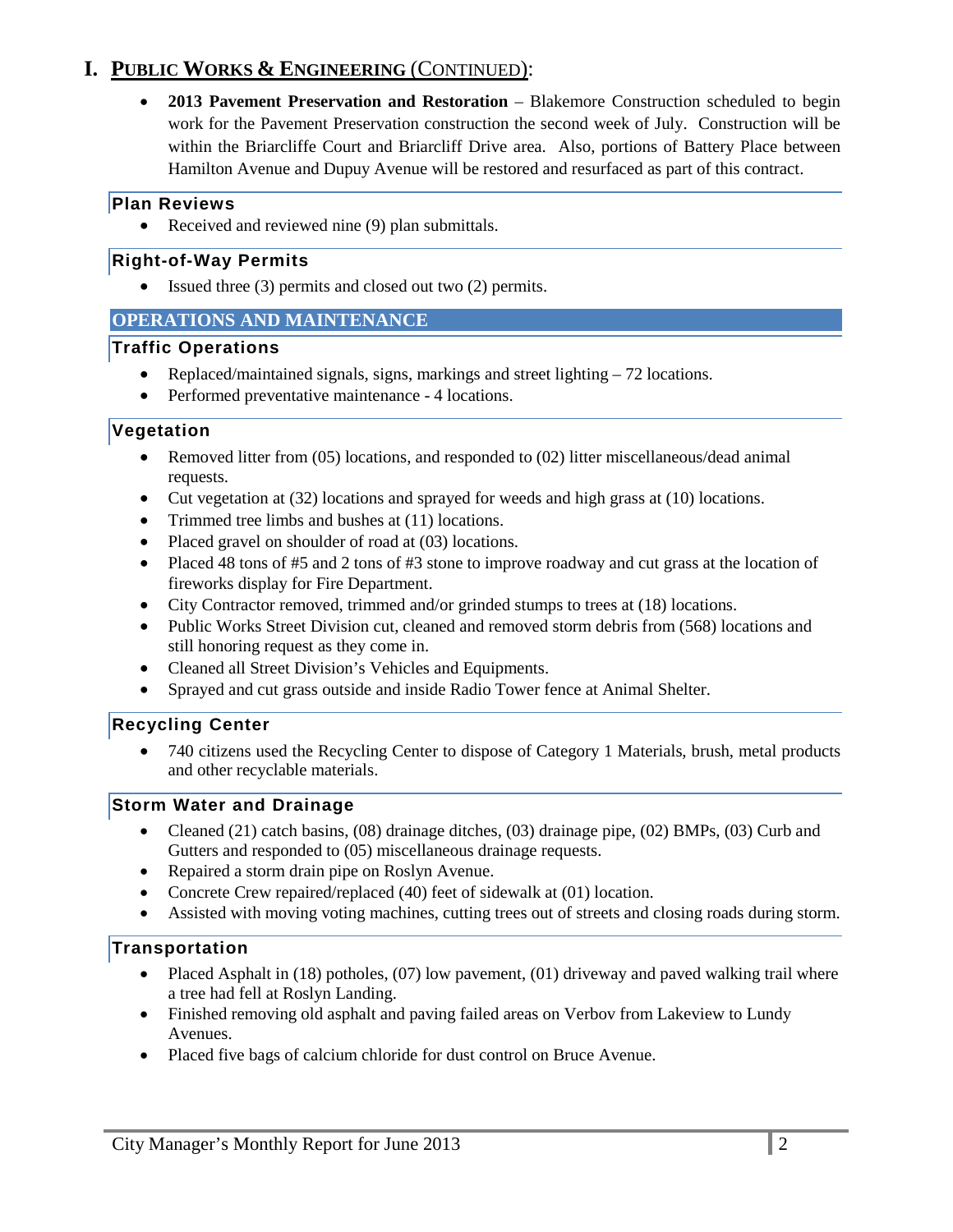# I. PUBLIC WORKS & ENGINEERING (CONTINUED):

- **2013 Pavement Preservation and Restoration** – Blakemore Construction scheduled to begin work for the Pavement Preservation construction the second week of July. Construction will be within the Briarcliffe Court and Briarcliff Drive area. Also, portions of Battery Place between Hamilton Avenue and Dupuy Avenue will be restored and resurfaced as part of this contract.

### Plan Reviews

- Received and reviewed nine (9) plan submittals.

### Right-of-Way Permits

- Issued three (3) permits and closed out two (2) permits.

## OPERATIONS AND MAINTENANCE

### Traffic Operations

- Replaced/maintained signals, signs, markings and street lighting – 72 locations.
- Performed preventative maintenance - 4 locations.

### Vegetation

- Removed litter from (05) locations, and responded to (02) litter miscellaneous/dead animal requests.
- Cut vegetation at (32) locations and sprayed for weeds and high grass at (10) locations.
- Trimmed tree limbs and bushes at (11) locations.
- Placed gravel on shoulder of road at (03) locations.
- Placed 48 tons of #5 and 2 tons of #3 stone to improve roadway and cut grass at the location of fireworks display for Fire Department.
- City Contractor removed, trimmed and/or grinded stumps to trees at (18) locations.
- Public Works Street Division cut, cleaned and removed storm debris from (568) locations and still honoring request as they come in.
- Cleaned all Street Division's Vehicles and Equipments.
- Sprayed and cut grass outside and inside Radio Tower fence at Animal Shelter.

### Recycling Center

- 740 citizens used the Recycling Center to dispose of Category 1 Materials, brush, metal products and other recyclable materials.

### Storm Water and Drainage

- Cleaned (21) catch basins, (08) drainage ditches, (03) drainage pipe, (02) BMPs, (03) Curb and Gutters and responded to (05) miscellaneous drainage requests.
- Repaired a storm drain pipe on Roslyn Avenue.
- Concrete Crew repaired/replaced (40) feet of sidewalk at (01) location.
- Assisted with moving voting machines, cutting trees out of streets and closing roads during storm.

### Transportation

- Placed Asphalt in (18) potholes, (07) low pavement, (01) driveway and paved walking trail where a tree had fell at Roslyn Landing.
- Finished removing old asphalt and paving failed areas on Verbov from Lakeview to Lundy Avenues.
- Placed five bags of calcium chloride for dust control on Bruce Avenue.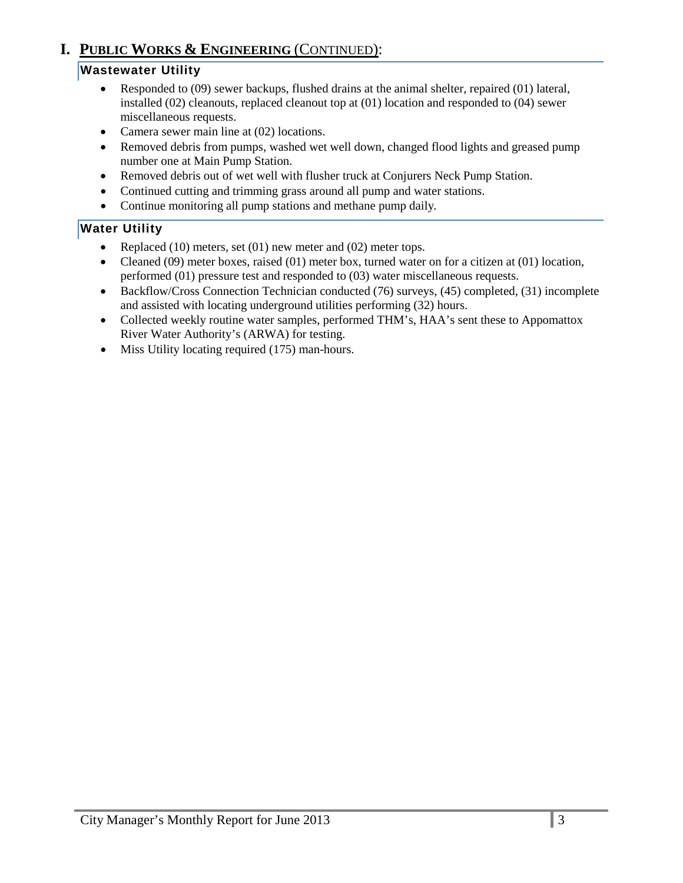# I. PUBLIC WORKS & ENGINEERING (CONTINUED):

## Wastewater Utility

- Responded to (09) sewer backups, flushed drains at the animal shelter, repaired (01) lateral, installed (02) cleanouts, replaced cleanout top at (01) location and responded to (04) sewer miscellaneous requests.
- Camera sewer main line at (02) locations.
- Removed debris from pumps, washed wet well down, changed flood lights and greased pump number one at Main Pump Station.
- Removed debris out of wet well with flusher truck at Conjurers Neck Pump Station.
- Continued cutting and trimming grass around all pump and water stations.
- Continue monitoring all pump stations and methane pump daily.

## Water Utility

- Replaced (10) meters, set (01) new meter and (02) meter tops.
- Cleaned (09) meter boxes, raised (01) meter box, turned water on for a citizen at (01) location, performed (01) pressure test and responded to (03) water miscellaneous requests.
- Backflow/Cross Connection Technician conducted (76) surveys, (45) completed, (31) incomplete and assisted with locating underground utilities performing (32) hours.
- Collected weekly routine water samples, performed THM's, HAA's sent these to Appomattox River Water Authority's (ARWA) for testing.
- Miss Utility locating required (175) man-hours.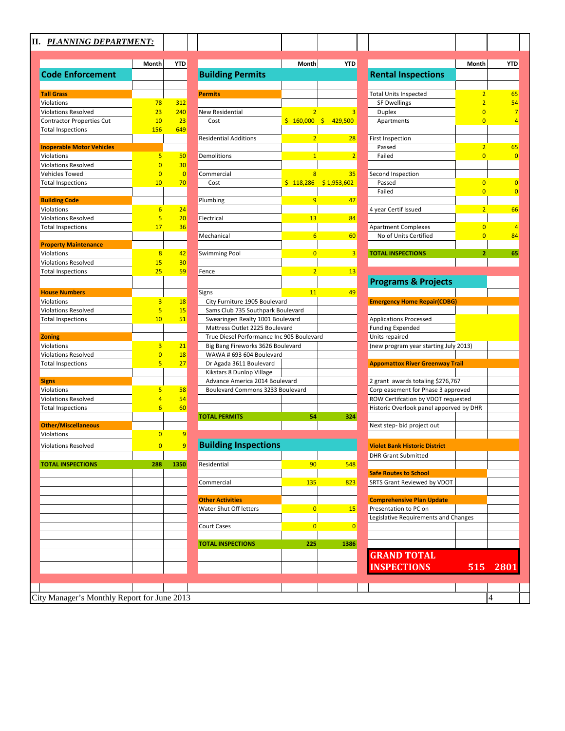## II. *PLANNING DEPARTMENT:*

### Code Enforcement

| | Month | YTD |
|---|---|---|
| **Tall Grass** | | |
| Violations | 78 | 312 |
| Violations Resolved | 23 | 240 |
| Contractor Properties Cut | 10 | 23 |
| Total Inspections | 156 | 649 |
| **Inoperable Motor Vehicles** | | |
| Violations | 5 | 50 |
| Violations Resolved | 0 | 30 |
| Vehicles Towed | 0 | 0 |
| Total Inspections | 10 | 70 |
| **Building Code** | | |
| Violations | 6 | 24 |
| Violations Resolved | 5 | 20 |
| Total Inspections | 17 | 36 |
| **Property Maintenance** | | |
| Violations | 8 | 42 |
| Violations Resolved | 15 | 30 |
| Total Inspections | 25 | 59 |
| **House Numbers** | | |
| Violations | 3 | 18 |
| Violations Resolved | 5 | 15 |
| Total Inspections | 10 | 51 |
| **Zoning** | | |
| Violations | 3 | 21 |
| Violations Resolved | 0 | 18 |
| Total Inspections | 5 | 27 |
| **Signs** | | |
| Violations | 5 | 58 |
| Violations Resolved | 4 | 54 |
| Total Inspections | 6 | 60 |
| **Other/Miscellaneous** | | |
| Violations | 0 | 9 |
| Violations Resolved | 0 | 9 |
| **TOTAL INSPECTIONS** | **288** | **1350** |

### Building Permits

| | Month | YTD |
|---|---|---|
| **Permits** | | |
| New Residential | 2 | 3 |
| Cost | $ 160,000 | $ 429,500 |
| Residential Additions | 2 | 28 |
| Demolitions | 1 | 2 |
| Commercial | 8 | 35 |
| Cost | $ 118,286 | $ 1,953,602 |
| Plumbing | 9 | 47 |
| Electrical | 13 | 84 |
| Mechanical | 6 | 60 |
| Swimming Pool | 0 | 3 |
| Fence | 2 | 13 |
| Signs | 11 | 49 |
| City Furniture 1905 Boulevard | | |
| Sams Club 735 Southpark Boulevard | | |
| Swearingen Realty 1001 Boulevard | | |
| Mattress Outlet 2225 Boulevard | | |
| True Diesel Performance Inc 905 Boulevard | | |
| Big Bang Fireworks 3626 Boulevard | | |
| WAWA # 693 604 Boulevard | | |
| Dr Agada 3611 Boulevard | | |
| Kikstars 8 Dunlop Village | | |
| Advance America 2014 Boulevard | | |
| Boulevard Commons 3233 Boulevard | | |
| **TOTAL PERMITS** | **54** | **324** |

### Building Inspections

| | Month | YTD |
|---|---|---|
| Residential | 90 | 548 |
| Commercial | 135 | 823 |
| **Other Activities** | | |
| Water Shut Off letters | 0 | 15 |
| Court Cases | 0 | 0 |
| **TOTAL INSPECTIONS** | **225** | **1386** |

### Rental Inspections

| | Month | YTD |
|---|---|---|
| Total Units Inspected | 2 | 65 |
| SF Dwellings | 2 | 54 |
| Duplex | 0 | 7 |
| Apartments | 0 | 4 |
| First Inspection | | |
| Passed | 2 | 65 |
| Failed | 0 | 0 |
| Second Inspection | | |
| Passed | 0 | 0 |
| Failed | 0 | 0 |
| 4 year Certif Issued | 2 | 66 |
| Apartment Complexes | 0 | 4 |
| No of Units Certified | 0 | 84 |
| **TOTAL INSPECTIONS** | **2** | **65** |

### Programs & Projects

**Emergency Home Repair(CDBG)**

- Applications Processed
- Funding Expended
- Units repaired
- (new program year starting July 2013)

**Appomattox River Greenway Trail**

- 2 grant awards totaling $276,767
- Corp easement for Phase 3 approved
- ROW Certifcation by VDOT requested
- Historic Overlook panel apporved by DHR
- Next step- bid project out

**Violet Bank Historic District**

- DHR Grant Submitted

**Safe Routes to School**

- SRTS Grant Reviewed by VDOT

**Comprehensive Plan Update**

- Presentation to PC on
- Legislative Requirements and Changes

| | Month | YTD |
|---|---|---|
| **GRAND TOTAL INSPECTIONS** | **515** | **2801** |

City Manager's Monthly Report for June 2013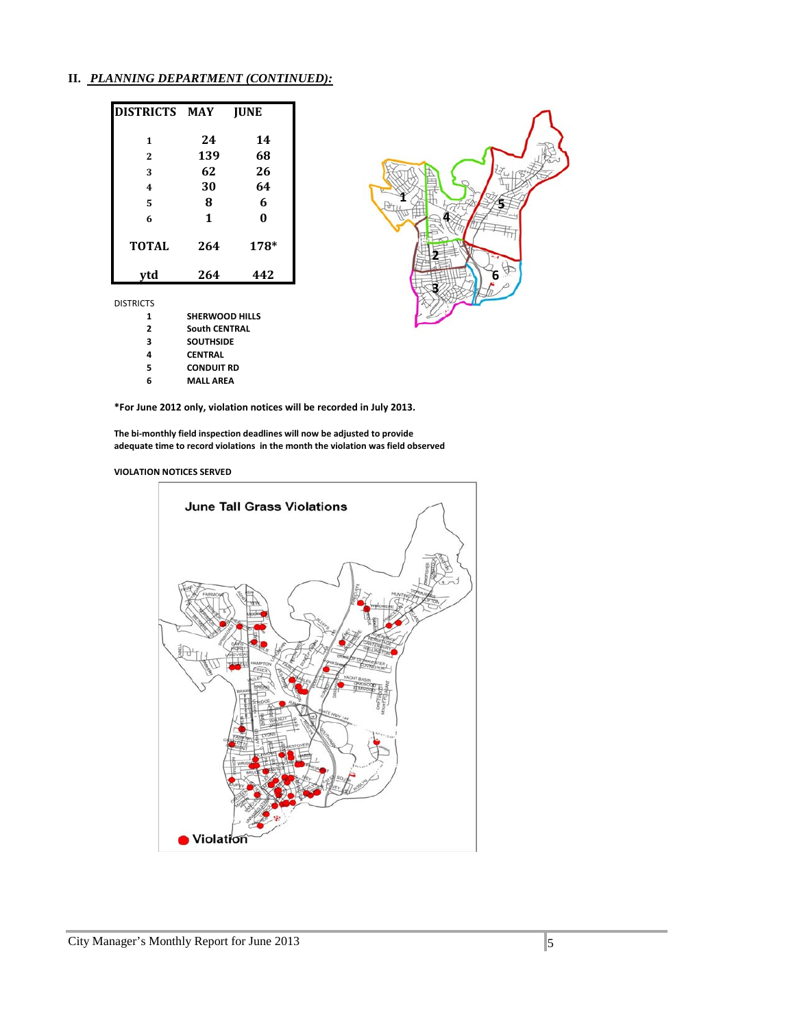## II. *PLANNING DEPARTMENT (CONTINUED):*

| DISTRICTS | MAY | JUNE |
|---|---|---|
| 1 | 24 | 14 |
| 2 | 139 | 68 |
| 3 | 62 | 26 |
| 4 | 30 | 64 |
| 5 | 8 | 6 |
| 6 | 1 | 0 |
| TOTAL | 264 | 178* |
| ytd | 264 | 442 |

DISTRICTS

| | |
|---|---|
| 1 | **SHERWOOD HILLS** |
| 2 | **South CENTRAL** |
| 3 | **SOUTHSIDE** |
| 4 | **CENTRAL** |
| 5 | **CONDUIT RD** |
| 6 | **MALL AREA** |

**\*For June 2012 only, violation notices will be recorded in July 2013.**

**The bi-monthly field inspection deadlines will now be adjusted to provide adequate time to record violations in the month the violation was field observed**

**VIOLATION NOTICES SERVED**

**June Tall Grass Violations**

● Violation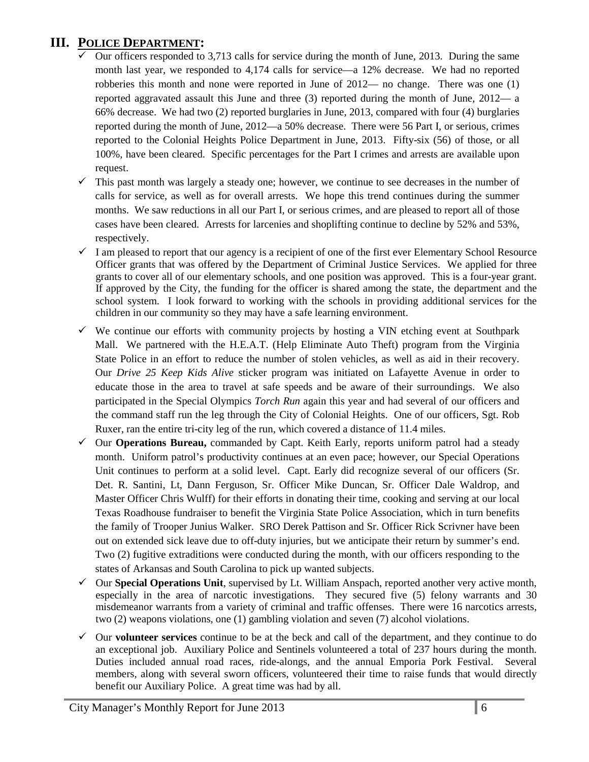## III. POLICE DEPARTMENT:

- ✓ Our officers responded to 3,713 calls for service during the month of June, 2013. During the same month last year, we responded to 4,174 calls for service—a 12% decrease. We had no reported robberies this month and none were reported in June of 2012— no change. There was one (1) reported aggravated assault this June and three (3) reported during the month of June, 2012— a 66% decrease. We had two (2) reported burglaries in June, 2013, compared with four (4) burglaries reported during the month of June, 2012—a 50% decrease. There were 56 Part I, or serious, crimes reported to the Colonial Heights Police Department in June, 2013. Fifty-six (56) of those, or all 100%, have been cleared. Specific percentages for the Part I crimes and arrests are available upon request.
- ✓ This past month was largely a steady one; however, we continue to see decreases in the number of calls for service, as well as for overall arrests. We hope this trend continues during the summer months. We saw reductions in all our Part I, or serious crimes, and are pleased to report all of those cases have been cleared. Arrests for larcenies and shoplifting continue to decline by 52% and 53%, respectively.
- ✓ I am pleased to report that our agency is a recipient of one of the first ever Elementary School Resource Officer grants that was offered by the Department of Criminal Justice Services. We applied for three grants to cover all of our elementary schools, and one position was approved. This is a four-year grant. If approved by the City, the funding for the officer is shared among the state, the department and the school system. I look forward to working with the schools in providing additional services for the children in our community so they may have a safe learning environment.
- ✓ We continue our efforts with community projects by hosting a VIN etching event at Southpark Mall. We partnered with the H.E.A.T. (Help Eliminate Auto Theft) program from the Virginia State Police in an effort to reduce the number of stolen vehicles, as well as aid in their recovery. Our *Drive 25 Keep Kids Alive* sticker program was initiated on Lafayette Avenue in order to educate those in the area to travel at safe speeds and be aware of their surroundings. We also participated in the Special Olympics *Torch Run* again this year and had several of our officers and the command staff run the leg through the City of Colonial Heights. One of our officers, Sgt. Rob Ruxer, ran the entire tri-city leg of the run, which covered a distance of 11.4 miles.
- ✓ Our **Operations Bureau,** commanded by Capt. Keith Early, reports uniform patrol had a steady month. Uniform patrol's productivity continues at an even pace; however, our Special Operations Unit continues to perform at a solid level. Capt. Early did recognize several of our officers (Sr. Det. R. Santini, Lt, Dann Ferguson, Sr. Officer Mike Duncan, Sr. Officer Dale Waldrop, and Master Officer Chris Wulff) for their efforts in donating their time, cooking and serving at our local Texas Roadhouse fundraiser to benefit the Virginia State Police Association, which in turn benefits the family of Trooper Junius Walker. SRO Derek Pattison and Sr. Officer Rick Scrivner have been out on extended sick leave due to off-duty injuries, but we anticipate their return by summer's end. Two (2) fugitive extraditions were conducted during the month, with our officers responding to the states of Arkansas and South Carolina to pick up wanted subjects.
- ✓ Our **Special Operations Unit**, supervised by Lt. William Anspach, reported another very active month, especially in the area of narcotic investigations. They secured five (5) felony warrants and 30 misdemeanor warrants from a variety of criminal and traffic offenses. There were 16 narcotics arrests, two (2) weapons violations, one (1) gambling violation and seven (7) alcohol violations.
- ✓ Our **volunteer services** continue to be at the beck and call of the department, and they continue to do an exceptional job. Auxiliary Police and Sentinels volunteered a total of 237 hours during the month. Duties included annual road races, ride-alongs, and the annual Emporia Pork Festival. Several members, along with several sworn officers, volunteered their time to raise funds that would directly benefit our Auxiliary Police. A great time was had by all.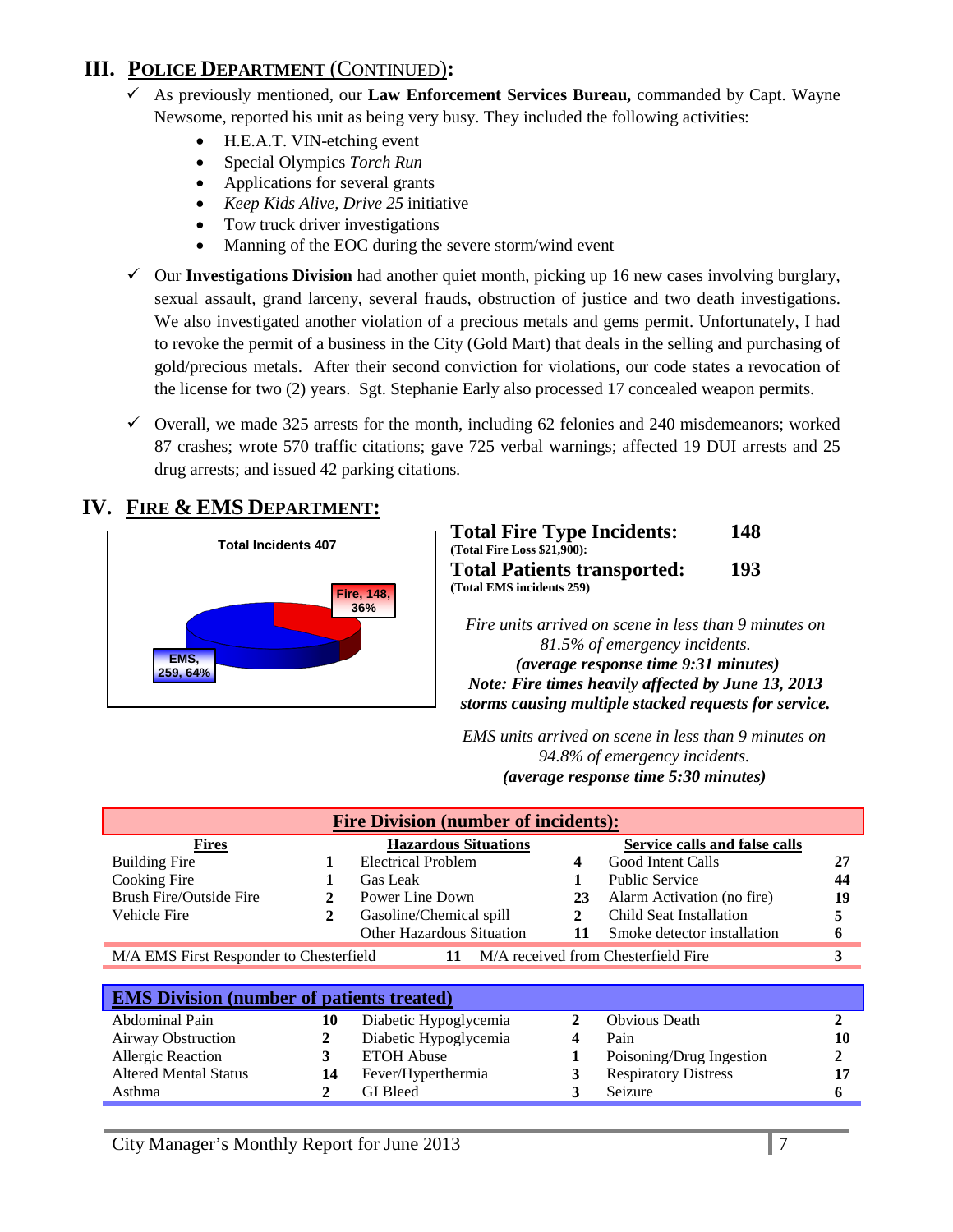## III. POLICE DEPARTMENT (CONTINUED):

- ✓ As previously mentioned, our **Law Enforcement Services Bureau,** commanded by Capt. Wayne Newsome, reported his unit as being very busy. They included the following activities:
  - H.E.A.T. VIN-etching event
  - Special Olympics *Torch Run*
  - Applications for several grants
  - *Keep Kids Alive, Drive 25* initiative
  - Tow truck driver investigations
  - Manning of the EOC during the severe storm/wind event

- ✓ Our **Investigations Division** had another quiet month, picking up 16 new cases involving burglary, sexual assault, grand larceny, several frauds, obstruction of justice and two death investigations. We also investigated another violation of a precious metals and gems permit. Unfortunately, I had to revoke the permit of a business in the City (Gold Mart) that deals in the selling and purchasing of gold/precious metals. After their second conviction for violations, our code states a revocation of the license for two (2) years. Sgt. Stephanie Early also processed 17 concealed weapon permits.

- ✓ Overall, we made 325 arrests for the month, including 62 felonies and 240 misdemeanors; worked 87 crashes; wrote 570 traffic citations; gave 725 verbal warnings; affected 19 DUI arrests and 25 drug arrests; and issued 42 parking citations.

## IV. FIRE & EMS DEPARTMENT:

Total Incidents 407

Fire, 148, 36%

EMS, 259, 64%

**Total Fire Type Incidents: 148**
**(Total Fire Loss $21,900):**

**Total Patients transported: 193**
**(Total EMS incidents 259)**

*Fire units arrived on scene in less than 9 minutes on 81.5% of emergency incidents.*
***(average response time 9:31 minutes)***
***Note: Fire times heavily affected by June 13, 2013 storms causing multiple stacked requests for service.***

*EMS units arrived on scene in less than 9 minutes on 94.8% of emergency incidents.*
***(average response time 5:30 minutes)***

| **Fire Division (number of incidents):** | | | | | |
|---|---|---|---|---|---|
| **Fires** | | **Hazardous Situations** | | **Service calls and false calls** | |
| Building Fire | **1** | Electrical Problem | **4** | Good Intent Calls | **27** |
| Cooking Fire | **1** | Gas Leak | **1** | Public Service | **44** |
| Brush Fire/Outside Fire | **2** | Power Line Down | **23** | Alarm Activation (no fire) | **19** |
| Vehicle Fire | **2** | Gasoline/Chemical spill | **2** | Child Seat Installation | **5** |
| | | Other Hazardous Situation | **11** | Smoke detector installation | **6** |
| M/A EMS First Responder to Chesterfield | | | **11** | M/A received from Chesterfield Fire | **3** |

| **EMS Division (number of patients treated)** | | | | | |
|---|---|---|---|---|---|
| Abdominal Pain | **10** | Diabetic Hypoglycemia | **2** | Obvious Death | **2** |
| Airway Obstruction | **2** | Diabetic Hypoglycemia | **4** | Pain | **10** |
| Allergic Reaction | **3** | ETOH Abuse | **1** | Poisoning/Drug Ingestion | **2** |
| Altered Mental Status | **14** | Fever/Hyperthermia | **3** | Respiratory Distress | **17** |
| Asthma | **2** | GI Bleed | **3** | Seizure | **6** |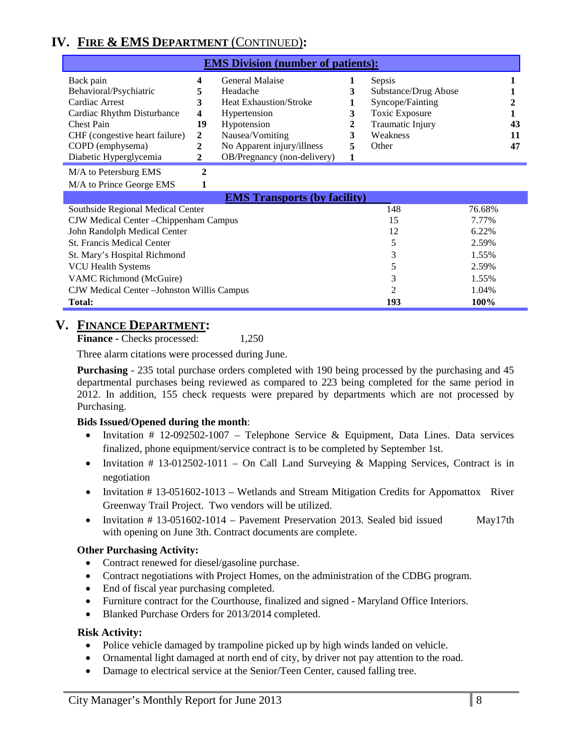## IV. FIRE & EMS DEPARTMENT (CONTINUED):

| EMS Division (number of patients): | | | | | |
|---|---|---|---|---|---|
| Back pain | 4 | General Malaise | 1 | Sepsis | 1 |
| Behavioral/Psychiatric | 5 | Headache | 3 | Substance/Drug Abuse | 1 |
| Cardiac Arrest | 3 | Heat Exhaustion/Stroke | 1 | Syncope/Fainting | 2 |
| Cardiac Rhythm Disturbance | 4 | Hypertension | 3 | Toxic Exposure | 1 |
| Chest Pain | 19 | Hypotension | 2 | Traumatic Injury | 43 |
| CHF (congestive heart failure) | 2 | Nausea/Vomiting | 3 | Weakness | 11 |
| COPD (emphysema) | 2 | No Apparent injury/illness | 5 | Other | 47 |
| Diabetic Hyperglycemia | 2 | OB/Pregnancy (non-delivery) | 1 | | |
| M/A to Petersburg EMS | 2 | | | | |
| M/A to Prince George EMS | 1 | | | | |

| EMS Transports (by facility) | | |
|---|---|---|
| Southside Regional Medical Center | 148 | 76.68% |
| CJW Medical Center –Chippenham Campus | 15 | 7.77% |
| John Randolph Medical Center | 12 | 6.22% |
| St. Francis Medical Center | 5 | 2.59% |
| St. Mary's Hospital Richmond | 3 | 1.55% |
| VCU Health Systems | 5 | 2.59% |
| VAMC Richmond (McGuire) | 3 | 1.55% |
| CJW Medical Center –Johnston Willis Campus | 2 | 1.04% |
| **Total:** | **193** | **100%** |

## V. FINANCE DEPARTMENT:

**Finance -** Checks processed: 1,250

Three alarm citations were processed during June.

**Purchasing** - 235 total purchase orders completed with 190 being processed by the purchasing and 45 departmental purchases being reviewed as compared to 223 being completed for the same period in 2012. In addition, 155 check requests were prepared by departments which are not processed by Purchasing.

**Bids Issued/Opened during the month**:

- Invitation # 12-092502-1007 – Telephone Service & Equipment, Data Lines. Data services finalized, phone equipment/service contract is to be completed by September 1st.
- Invitation # 13-012502-1011 – On Call Land Surveying & Mapping Services, Contract is in negotiation
- Invitation # 13-051602-1013 – Wetlands and Stream Mitigation Credits for Appomattox River Greenway Trail Project. Two vendors will be utilized.
- Invitation # 13-051602-1014 – Pavement Preservation 2013. Sealed bid issued May17th with opening on June 3th. Contract documents are complete.

**Other Purchasing Activity:**

- Contract renewed for diesel/gasoline purchase.
- Contract negotiations with Project Homes, on the administration of the CDBG program.
- End of fiscal year purchasing completed.
- Furniture contract for the Courthouse, finalized and signed - Maryland Office Interiors.
- Blanked Purchase Orders for 2013/2014 completed.

**Risk Activity:**

- Police vehicle damaged by trampoline picked up by high winds landed on vehicle.
- Ornamental light damaged at north end of city, by driver not pay attention to the road.
- Damage to electrical service at the Senior/Teen Center, caused falling tree.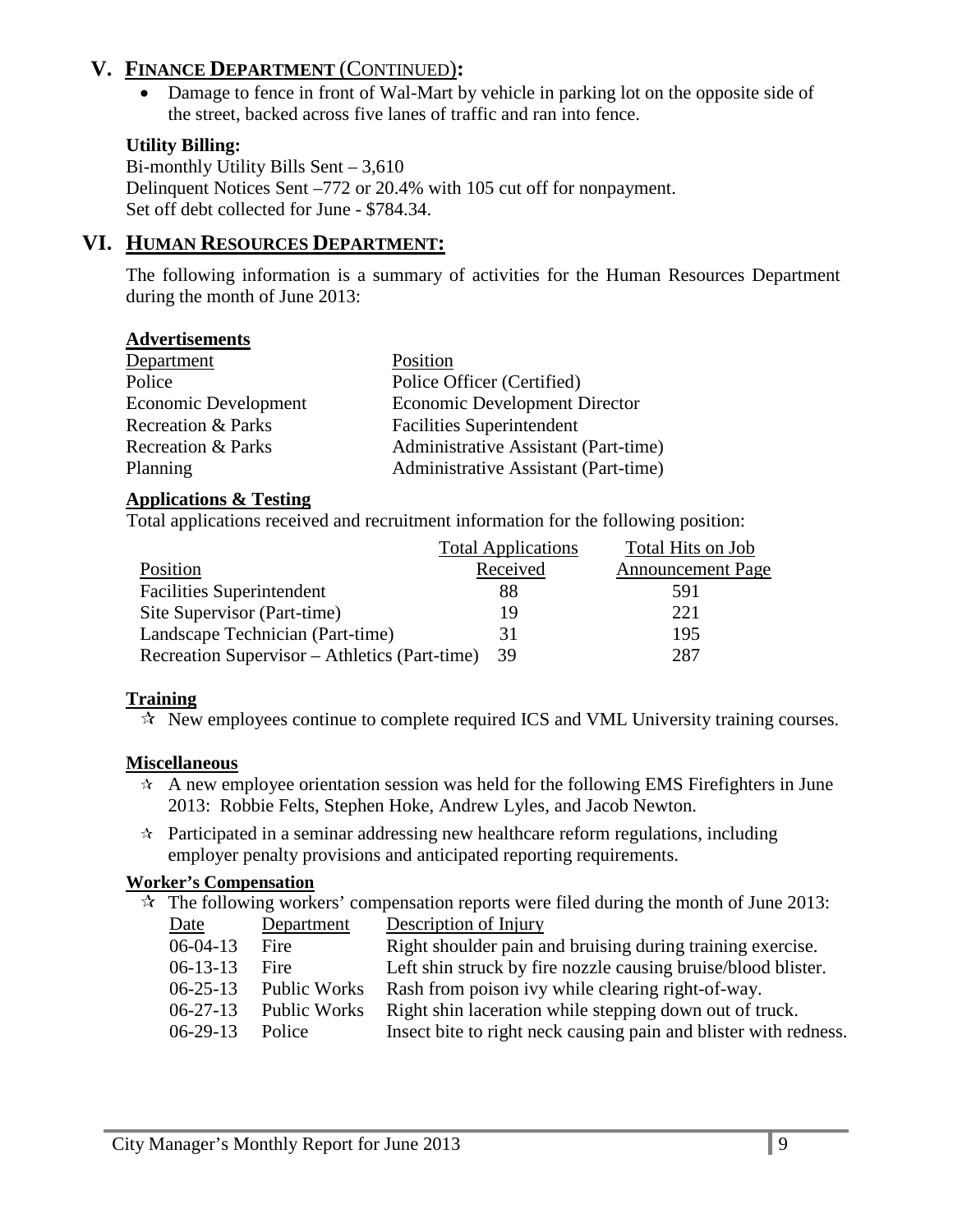## V. FINANCE DEPARTMENT (CONTINUED):

- Damage to fence in front of Wal-Mart by vehicle in parking lot on the opposite side of the street, backed across five lanes of traffic and ran into fence.

**Utility Billing:**

Bi-monthly Utility Bills Sent – 3,610
Delinquent Notices Sent –772 or 20.4% with 105 cut off for nonpayment.
Set off debt collected for June - $784.34.

## VI. HUMAN RESOURCES DEPARTMENT:

The following information is a summary of activities for the Human Resources Department during the month of June 2013:

**Advertisements**

| Department | Position |
|---|---|
| Police | Police Officer (Certified) |
| Economic Development | Economic Development Director |
| Recreation & Parks | Facilities Superintendent |
| Recreation & Parks | Administrative Assistant (Part-time) |
| Planning | Administrative Assistant (Part-time) |

**Applications & Testing**

Total applications received and recruitment information for the following position:

| Position | Total Applications Received | Total Hits on Job Announcement Page |
|---|---|---|
| Facilities Superintendent | 88 | 591 |
| Site Supervisor (Part-time) | 19 | 221 |
| Landscape Technician (Part-time) | 31 | 195 |
| Recreation Supervisor – Athletics (Part-time) | 39 | 287 |

**Training**

- ✰ New employees continue to complete required ICS and VML University training courses.

**Miscellaneous**

- ✰ A new employee orientation session was held for the following EMS Firefighters in June 2013: Robbie Felts, Stephen Hoke, Andrew Lyles, and Jacob Newton.
- ✰ Participated in a seminar addressing new healthcare reform regulations, including employer penalty provisions and anticipated reporting requirements.

**Worker's Compensation**

- ✰ The following workers' compensation reports were filed during the month of June 2013:

| Date | Department | Description of Injury |
|---|---|---|
| 06-04-13 | Fire | Right shoulder pain and bruising during training exercise. |
| 06-13-13 | Fire | Left shin struck by fire nozzle causing bruise/blood blister. |
| 06-25-13 | Public Works | Rash from poison ivy while clearing right-of-way. |
| 06-27-13 | Public Works | Right shin laceration while stepping down out of truck. |
| 06-29-13 | Police | Insect bite to right neck causing pain and blister with redness. |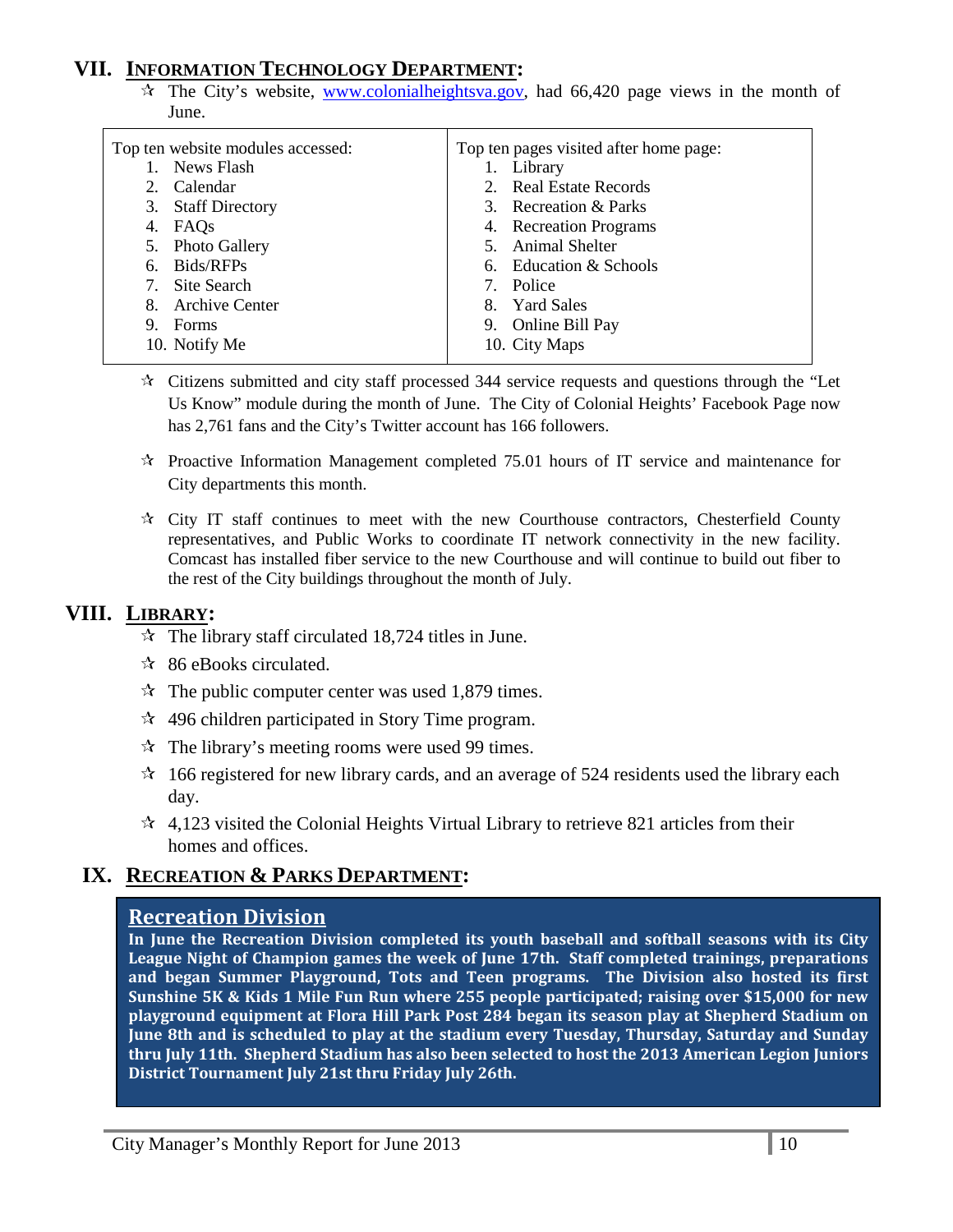## VII. INFORMATION TECHNOLOGY DEPARTMENT:

- ✰ The City's website, www.colonialheightsva.gov, had 66,420 page views in the month of June.

| Top ten website modules accessed: | Top ten pages visited after home page: |
|---|---|
| 1. News Flash | 1. Library |
| 2. Calendar | 2. Real Estate Records |
| 3. Staff Directory | 3. Recreation & Parks |
| 4. FAQs | 4. Recreation Programs |
| 5. Photo Gallery | 5. Animal Shelter |
| 6. Bids/RFPs | 6. Education & Schools |
| 7. Site Search | 7. Police |
| 8. Archive Center | 8. Yard Sales |
| 9. Forms | 9. Online Bill Pay |
| 10. Notify Me | 10. City Maps |

- ✰ Citizens submitted and city staff processed 344 service requests and questions through the "Let Us Know" module during the month of June. The City of Colonial Heights' Facebook Page now has 2,761 fans and the City's Twitter account has 166 followers.

- ✰ Proactive Information Management completed 75.01 hours of IT service and maintenance for City departments this month.

- ✰ City IT staff continues to meet with the new Courthouse contractors, Chesterfield County representatives, and Public Works to coordinate IT network connectivity in the new facility. Comcast has installed fiber service to the new Courthouse and will continue to build out fiber to the rest of the City buildings throughout the month of July.

## VIII. LIBRARY:

- ✰ The library staff circulated 18,724 titles in June.
- ✰ 86 eBooks circulated.
- ✰ The public computer center was used 1,879 times.
- ✰ 496 children participated in Story Time program.
- ✰ The library's meeting rooms were used 99 times.
- ✰ 166 registered for new library cards, and an average of 524 residents used the library each day.
- ✰ 4,123 visited the Colonial Heights Virtual Library to retrieve 821 articles from their homes and offices.

## IX. RECREATION & PARKS DEPARTMENT:

### Recreation Division

**In June the Recreation Division completed its youth baseball and softball seasons with its City League Night of Champion games the week of June 17th. Staff completed trainings, preparations and began Summer Playground, Tots and Teen programs. The Division also hosted its first Sunshine 5K & Kids 1 Mile Fun Run where 255 people participated; raising over $15,000 for new playground equipment at Flora Hill Park Post 284 began its season play at Shepherd Stadium on June 8th and is scheduled to play at the stadium every Tuesday, Thursday, Saturday and Sunday thru July 11th. Shepherd Stadium has also been selected to host the 2013 American Legion Juniors District Tournament July 21st thru Friday July 26th.**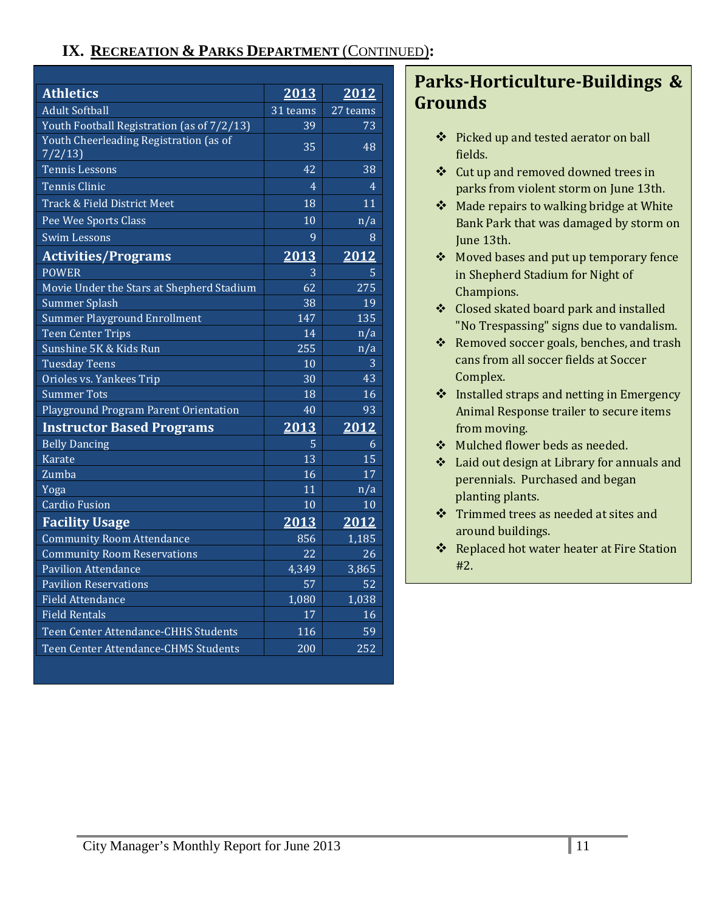## IX. Recreation & Parks Department (Continued):

| Athletics | 2013 | 2012 |
|---|---|---|
| Adult Softball | 31 teams | 27 teams |
| Youth Football Registration (as of 7/2/13) | 39 | 73 |
| Youth Cheerleading Registration (as of 7/2/13) | 35 | 48 |
| Tennis Lessons | 42 | 38 |
| Tennis Clinic | 4 | 4 |
| Track & Field District Meet | 18 | 11 |
| Pee Wee Sports Class | 10 | n/a |
| Swim Lessons | 9 | 8 |
| **Activities/Programs** | **2013** | **2012** |
| POWER | 3 | 5 |
| Movie Under the Stars at Shepherd Stadium | 62 | 275 |
| Summer Splash | 38 | 19 |
| Summer Playground Enrollment | 147 | 135 |
| Teen Center Trips | 14 | n/a |
| Sunshine 5K & Kids Run | 255 | n/a |
| Tuesday Teens | 10 | 3 |
| Orioles vs. Yankees Trip | 30 | 43 |
| Summer Tots | 18 | 16 |
| Playground Program Parent Orientation | 40 | 93 |
| **Instructor Based Programs** | **2013** | **2012** |
| Belly Dancing | 5 | 6 |
| Karate | 13 | 15 |
| Zumba | 16 | 17 |
| Yoga | 11 | n/a |
| Cardio Fusion | 10 | 10 |
| **Facility Usage** | **2013** | **2012** |
| Community Room Attendance | 856 | 1,185 |
| Community Room Reservations | 22 | 26 |
| Pavilion Attendance | 4,349 | 3,865 |
| Pavilion Reservations | 57 | 52 |
| Field Attendance | 1,080 | 1,038 |
| Field Rentals | 17 | 16 |
| Teen Center Attendance-CHHS Students | 116 | 59 |
| Teen Center Attendance-CHMS Students | 200 | 252 |

### Parks-Horticulture-Buildings & Grounds

- Picked up and tested aerator on ball fields.
- Cut up and removed downed trees in parks from violent storm on June 13th.
- Made repairs to walking bridge at White Bank Park that was damaged by storm on June 13th.
- Moved bases and put up temporary fence in Shepherd Stadium for Night of Champions.
- Closed skated board park and installed "No Trespassing" signs due to vandalism.
- Removed soccer goals, benches, and trash cans from all soccer fields at Soccer Complex.
- Installed straps and netting in Emergency Animal Response trailer to secure items from moving.
- Mulched flower beds as needed.
- Laid out design at Library for annuals and perennials. Purchased and began planting plants.
- Trimmed trees as needed at sites and around buildings.
- Replaced hot water heater at Fire Station #2.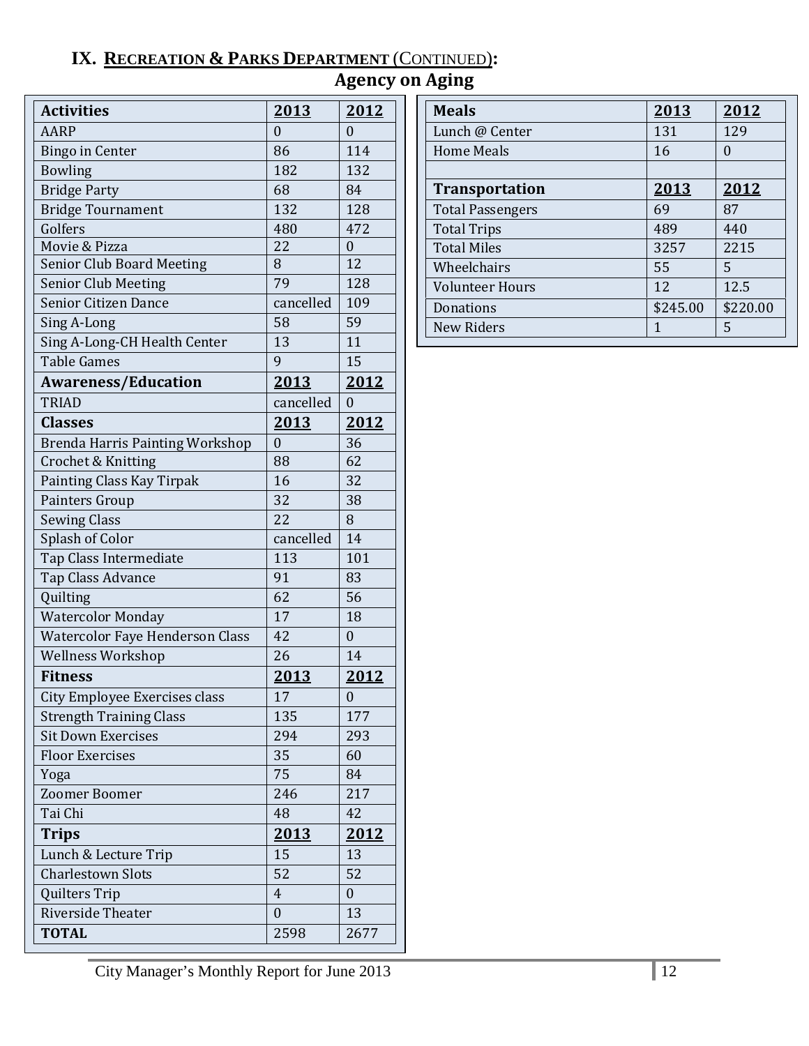## IX. RECREATION & PARKS DEPARTMENT (CONTINUED):

### Agency on Aging

| Activities | 2013 | 2012 |
|---|---|---|
| AARP | 0 | 0 |
| Bingo in Center | 86 | 114 |
| Bowling | 182 | 132 |
| Bridge Party | 68 | 84 |
| Bridge Tournament | 132 | 128 |
| Golfers | 480 | 472 |
| Movie & Pizza | 22 | 0 |
| Senior Club Board Meeting | 8 | 12 |
| Senior Club Meeting | 79 | 128 |
| Senior Citizen Dance | cancelled | 109 |
| Sing A-Long | 58 | 59 |
| Sing A-Long-CH Health Center | 13 | 11 |
| Table Games | 9 | 15 |
| **Awareness/Education** | **2013** | **2012** |
| TRIAD | cancelled | 0 |
| **Classes** | **2013** | **2012** |
| Brenda Harris Painting Workshop | 0 | 36 |
| Crochet & Knitting | 88 | 62 |
| Painting Class Kay Tirpak | 16 | 32 |
| Painters Group | 32 | 38 |
| Sewing Class | 22 | 8 |
| Splash of Color | cancelled | 14 |
| Tap Class Intermediate | 113 | 101 |
| Tap Class Advance | 91 | 83 |
| Quilting | 62 | 56 |
| Watercolor Monday | 17 | 18 |
| Watercolor Faye Henderson Class | 42 | 0 |
| Wellness Workshop | 26 | 14 |
| **Fitness** | **2013** | **2012** |
| City Employee Exercises class | 17 | 0 |
| Strength Training Class | 135 | 177 |
| Sit Down Exercises | 294 | 293 |
| Floor Exercises | 35 | 60 |
| Yoga | 75 | 84 |
| Zoomer Boomer | 246 | 217 |
| Tai Chi | 48 | 42 |
| **Trips** | **2013** | **2012** |
| Lunch & Lecture Trip | 15 | 13 |
| Charlestown Slots | 52 | 52 |
| Quilters Trip | 4 | 0 |
| Riverside Theater | 0 | 13 |
| **TOTAL** | 2598 | 2677 |

| Meals | 2013 | 2012 |
|---|---|---|
| Lunch @ Center | 131 | 129 |
| Home Meals | 16 | 0 |
| | | |
| **Transportation** | **2013** | **2012** |
| Total Passengers | 69 | 87 |
| Total Trips | 489 | 440 |
| Total Miles | 3257 | 2215 |
| Wheelchairs | 55 | 5 |
| Volunteer Hours | 12 | 12.5 |
| Donations | $245.00 | $220.00 |
| New Riders | 1 | 5 |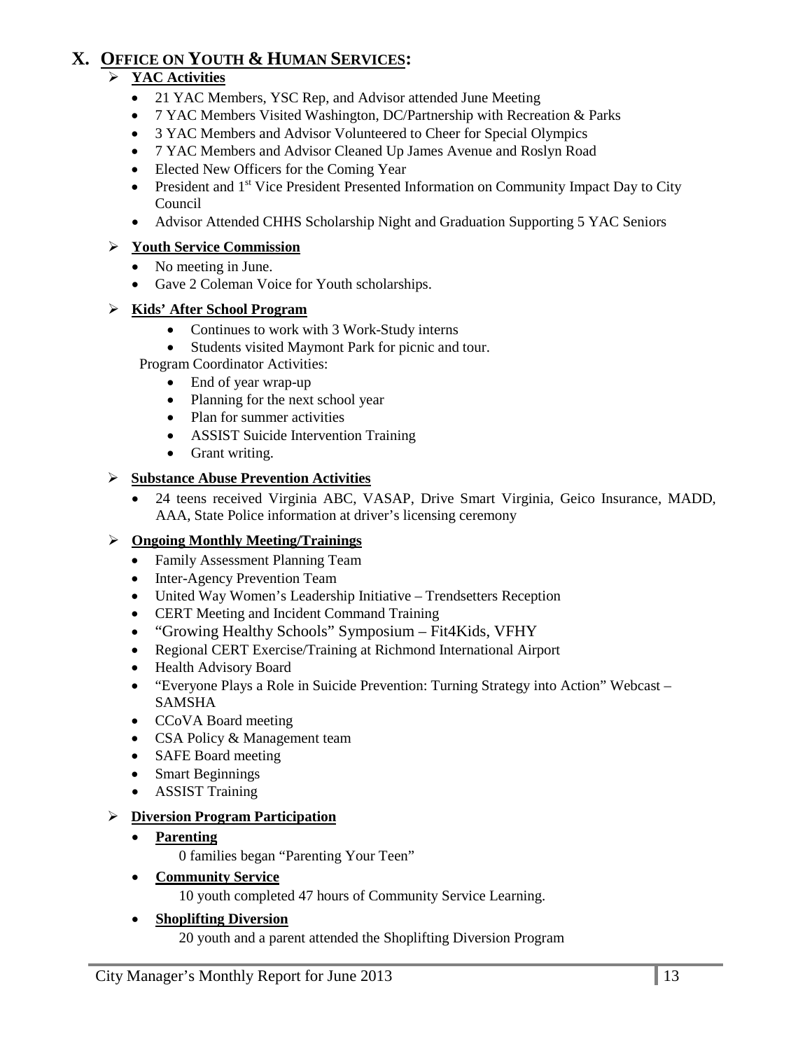# X. OFFICE ON YOUTH & HUMAN SERVICES:

## YAC Activities

- 21 YAC Members, YSC Rep, and Advisor attended June Meeting
- 7 YAC Members Visited Washington, DC/Partnership with Recreation & Parks
- 3 YAC Members and Advisor Volunteered to Cheer for Special Olympics
- 7 YAC Members and Advisor Cleaned Up James Avenue and Roslyn Road
- Elected New Officers for the Coming Year
- President and 1st Vice President Presented Information on Community Impact Day to City Council
- Advisor Attended CHHS Scholarship Night and Graduation Supporting 5 YAC Seniors

## Youth Service Commission

- No meeting in June.
- Gave 2 Coleman Voice for Youth scholarships.

## Kids' After School Program

- Continues to work with 3 Work-Study interns
- Students visited Maymont Park for picnic and tour.

Program Coordinator Activities:

- End of year wrap-up
- Planning for the next school year
- Plan for summer activities
- ASSIST Suicide Intervention Training
- Grant writing.

## Substance Abuse Prevention Activities

- 24 teens received Virginia ABC, VASAP, Drive Smart Virginia, Geico Insurance, MADD, AAA, State Police information at driver's licensing ceremony

## Ongoing Monthly Meeting/Trainings

- Family Assessment Planning Team
- Inter-Agency Prevention Team
- United Way Women's Leadership Initiative – Trendsetters Reception
- CERT Meeting and Incident Command Training
- "Growing Healthy Schools" Symposium – Fit4Kids, VFHY
- Regional CERT Exercise/Training at Richmond International Airport
- Health Advisory Board
- "Everyone Plays a Role in Suicide Prevention: Turning Strategy into Action" Webcast – SAMSHA
- CCoVA Board meeting
- CSA Policy & Management team
- SAFE Board meeting
- Smart Beginnings
- ASSIST Training

## Diversion Program Participation

- **Parenting**

  0 families began "Parenting Your Teen"

- **Community Service**

  10 youth completed 47 hours of Community Service Learning.

- **Shoplifting Diversion**

  20 youth and a parent attended the Shoplifting Diversion Program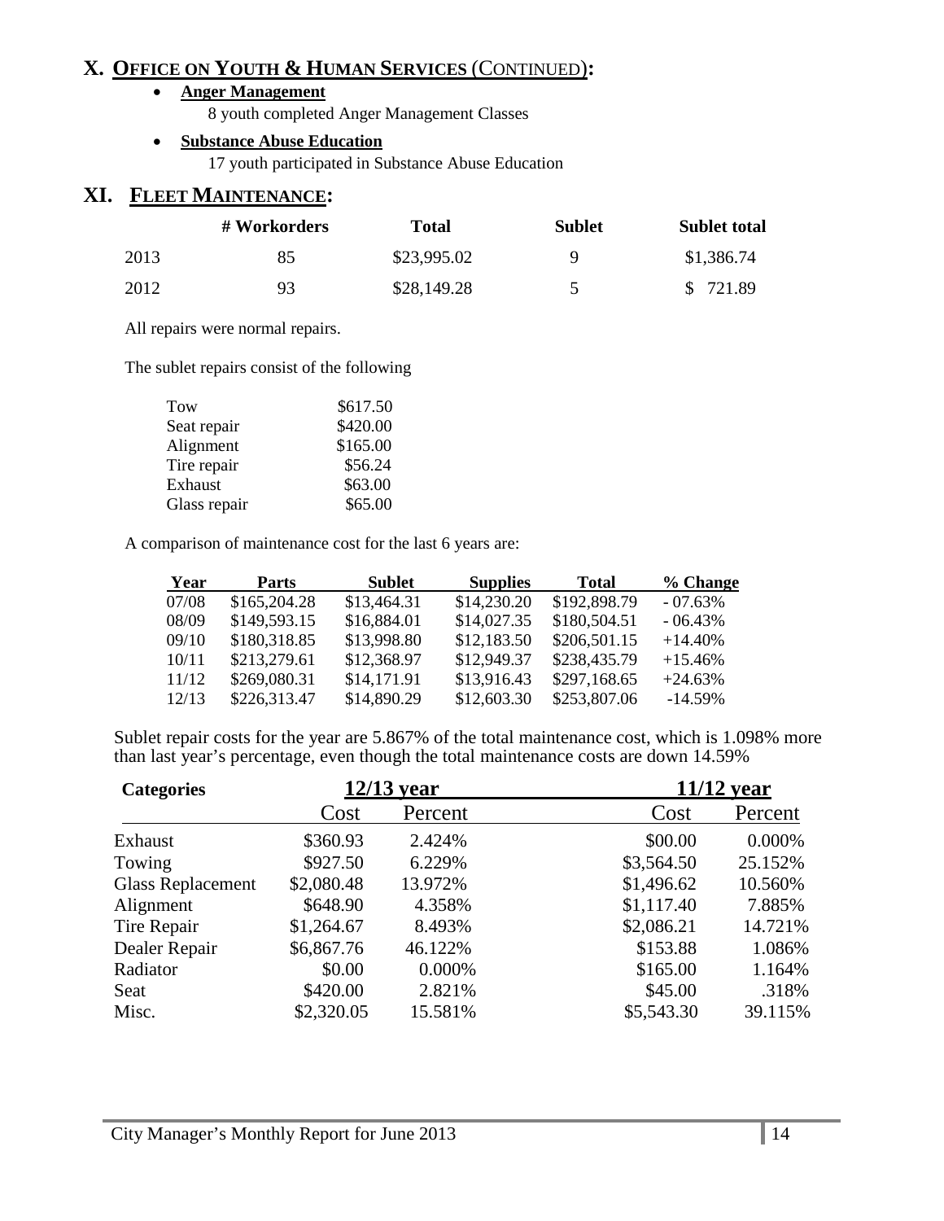# X. OFFICE ON YOUTH & HUMAN SERVICES (CONTINUED):

- **Anger Management**

  8 youth completed Anger Management Classes

- **Substance Abuse Education**

  17 youth participated in Substance Abuse Education

# XI. FLEET MAINTENANCE:

| | # Workorders | Total | Sublet | Sublet total |
|---|---|---|---|---|
| 2013 | 85 | $23,995.02 | 9 | $1,386.74 |
| 2012 | 93 | $28,149.28 | 5 | $ 721.89 |

All repairs were normal repairs.

The sublet repairs consist of the following

| | |
|---|---|
| Tow | $617.50 |
| Seat repair | $420.00 |
| Alignment | $165.00 |
| Tire repair | $56.24 |
| Exhaust | $63.00 |
| Glass repair | $65.00 |

A comparison of maintenance cost for the last 6 years are:

| Year | Parts | Sublet | Supplies | Total | % Change |
|---|---|---|---|---|---|
| 07/08 | $165,204.28 | $13,464.31 | $14,230.20 | $192,898.79 | - 07.63% |
| 08/09 | $149,593.15 | $16,884.01 | $14,027.35 | $180,504.51 | - 06.43% |
| 09/10 | $180,318.85 | $13,998.80 | $12,183.50 | $206,501.15 | +14.40% |
| 10/11 | $213,279.61 | $12,368.97 | $12,949.37 | $238,435.79 | +15.46% |
| 11/12 | $269,080.31 | $14,171.91 | $13,916.43 | $297,168.65 | +24.63% |
| 12/13 | $226,313.47 | $14,890.29 | $12,603.30 | $253,807.06 | -14.59% |

Sublet repair costs for the year are 5.867% of the total maintenance cost, which is 1.098% more than last year's percentage, even though the total maintenance costs are down 14.59%

| Categories | 12/13 year | | 11/12 year | |
|---|---|---|---|---|
| | Cost | Percent | Cost | Percent |
| Exhaust | $360.93 | 2.424% | $00.00 | 0.000% |
| Towing | $927.50 | 6.229% | $3,564.50 | 25.152% |
| Glass Replacement | $2,080.48 | 13.972% | $1,496.62 | 10.560% |
| Alignment | $648.90 | 4.358% | $1,117.40 | 7.885% |
| Tire Repair | $1,264.67 | 8.493% | $2,086.21 | 14.721% |
| Dealer Repair | $6,867.76 | 46.122% | $153.88 | 1.086% |
| Radiator | $0.00 | 0.000% | $165.00 | 1.164% |
| Seat | $420.00 | 2.821% | $45.00 | .318% |
| Misc. | $2,320.05 | 15.581% | $5,543.30 | 39.115% |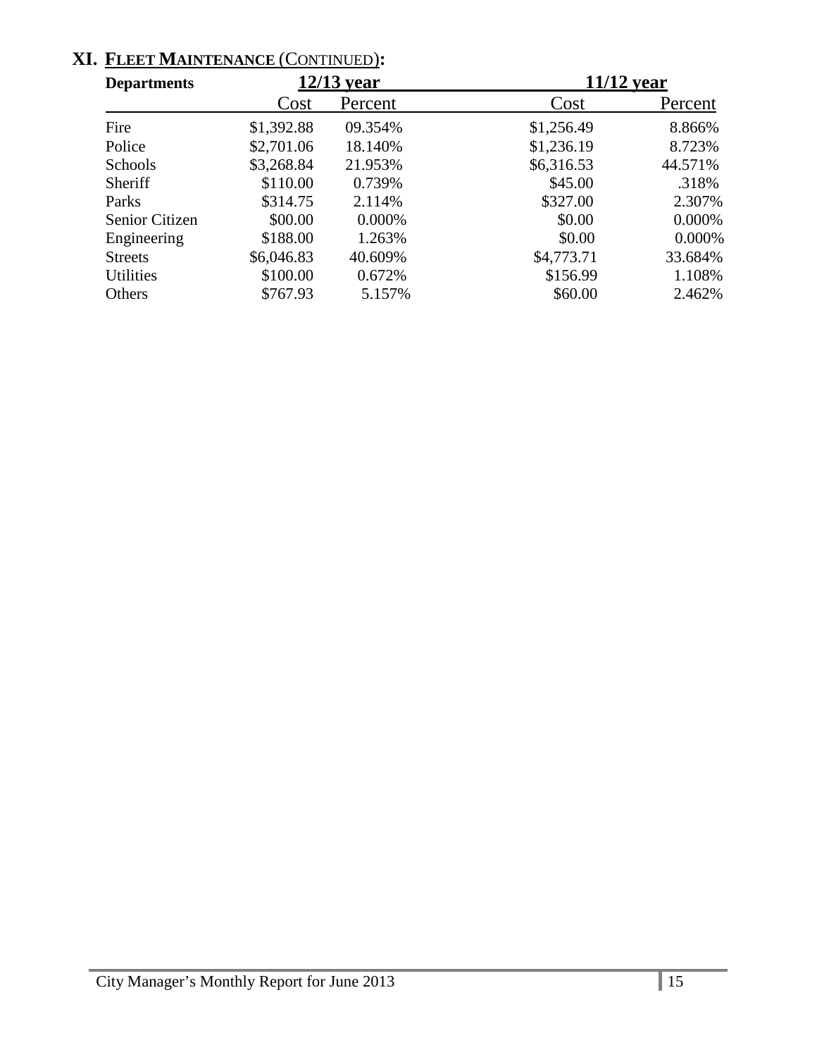# XI. FLEET MAINTENANCE (CONTINUED):

| Departments | 12/13 year | | 11/12 year | |
|---|---|---|---|---|
| | Cost | Percent | Cost | Percent |
| Fire | $1,392.88 | 09.354% | $1,256.49 | 8.866% |
| Police | $2,701.06 | 18.140% | $1,236.19 | 8.723% |
| Schools | $3,268.84 | 21.953% | $6,316.53 | 44.571% |
| Sheriff | $110.00 | 0.739% | $45.00 | .318% |
| Parks | $314.75 | 2.114% | $327.00 | 2.307% |
| Senior Citizen | $00.00 | 0.000% | $0.00 | 0.000% |
| Engineering | $188.00 | 1.263% | $0.00 | 0.000% |
| Streets | $6,046.83 | 40.609% | $4,773.71 | 33.684% |
| Utilities | $100.00 | 0.672% | $156.99 | 1.108% |
| Others | $767.93 | 5.157% | $60.00 | 2.462% |